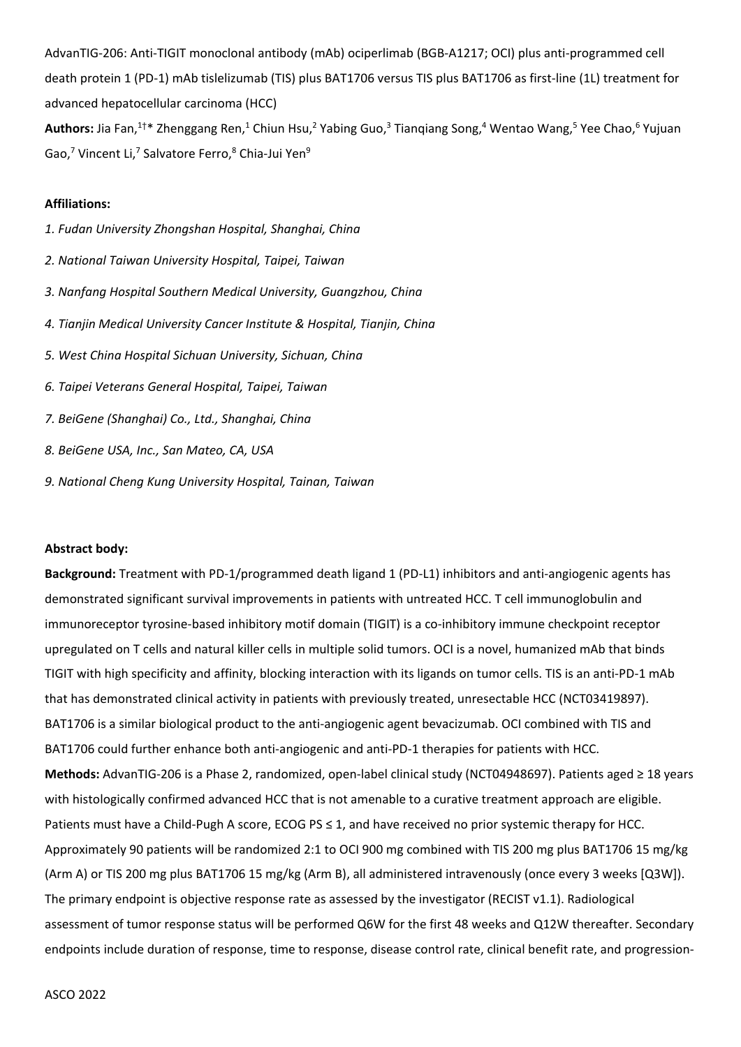AdvanTIG-206: Anti-TIGIT monoclonal antibody (mAb) ociperlimab (BGB-A1217; OCI) plus anti-programmed cell death protein 1 (PD-1) mAb tislelizumab (TIS) plus BAT1706 versus TIS plus BAT1706 as first-line (1L) treatment for advanced hepatocellular carcinoma (HCC)

**Authors:** Jia Fan,[1†*] Zhenggang Ren,[1] Chiun Hsu,[2] Yabing Guo,[3] Tianqiang Song,[4] Wentao Wang,[5] Yee Chao,[6] Yujuan Gao,[7] Vincent Li,[7] Salvatore Ferro,[8] Chia-Jui Yen[9]

**Affiliations:**

*1. Fudan University Zhongshan Hospital, Shanghai, China*

*2. National Taiwan University Hospital, Taipei, Taiwan*

*3. Nanfang Hospital Southern Medical University, Guangzhou, China*

*4. Tianjin Medical University Cancer Institute & Hospital, Tianjin, China*

*5. West China Hospital Sichuan University, Sichuan, China*

*6. Taipei Veterans General Hospital, Taipei, Taiwan*

*7. BeiGene (Shanghai) Co., Ltd., Shanghai, China*

*8. BeiGene USA, Inc., San Mateo, CA, USA*

*9. National Cheng Kung University Hospital, Tainan, Taiwan*

**Abstract body:**

**Background:** Treatment with PD-1/programmed death ligand 1 (PD-L1) inhibitors and anti-angiogenic agents has demonstrated significant survival improvements in patients with untreated HCC. T cell immunoglobulin and immunoreceptor tyrosine-based inhibitory motif domain (TIGIT) is a co-inhibitory immune checkpoint receptor upregulated on T cells and natural killer cells in multiple solid tumors. OCI is a novel, humanized mAb that binds TIGIT with high specificity and affinity, blocking interaction with its ligands on tumor cells. TIS is an anti-PD-1 mAb that has demonstrated clinical activity in patients with previously treated, unresectable HCC (NCT03419897). BAT1706 is a similar biological product to the anti-angiogenic agent bevacizumab. OCI combined with TIS and BAT1706 could further enhance both anti-angiogenic and anti-PD-1 therapies for patients with HCC.

**Methods:** AdvanTIG-206 is a Phase 2, randomized, open-label clinical study (NCT04948697). Patients aged ≥ 18 years with histologically confirmed advanced HCC that is not amenable to a curative treatment approach are eligible. Patients must have a Child-Pugh A score, ECOG PS ≤ 1, and have received no prior systemic therapy for HCC. Approximately 90 patients will be randomized 2:1 to OCI 900 mg combined with TIS 200 mg plus BAT1706 15 mg/kg (Arm A) or TIS 200 mg plus BAT1706 15 mg/kg (Arm B), all administered intravenously (once every 3 weeks [Q3W]). The primary endpoint is objective response rate as assessed by the investigator (RECIST v1.1). Radiological assessment of tumor response status will be performed Q6W for the first 48 weeks and Q12W thereafter. Secondary endpoints include duration of response, time to response, disease control rate, clinical benefit rate, and progression-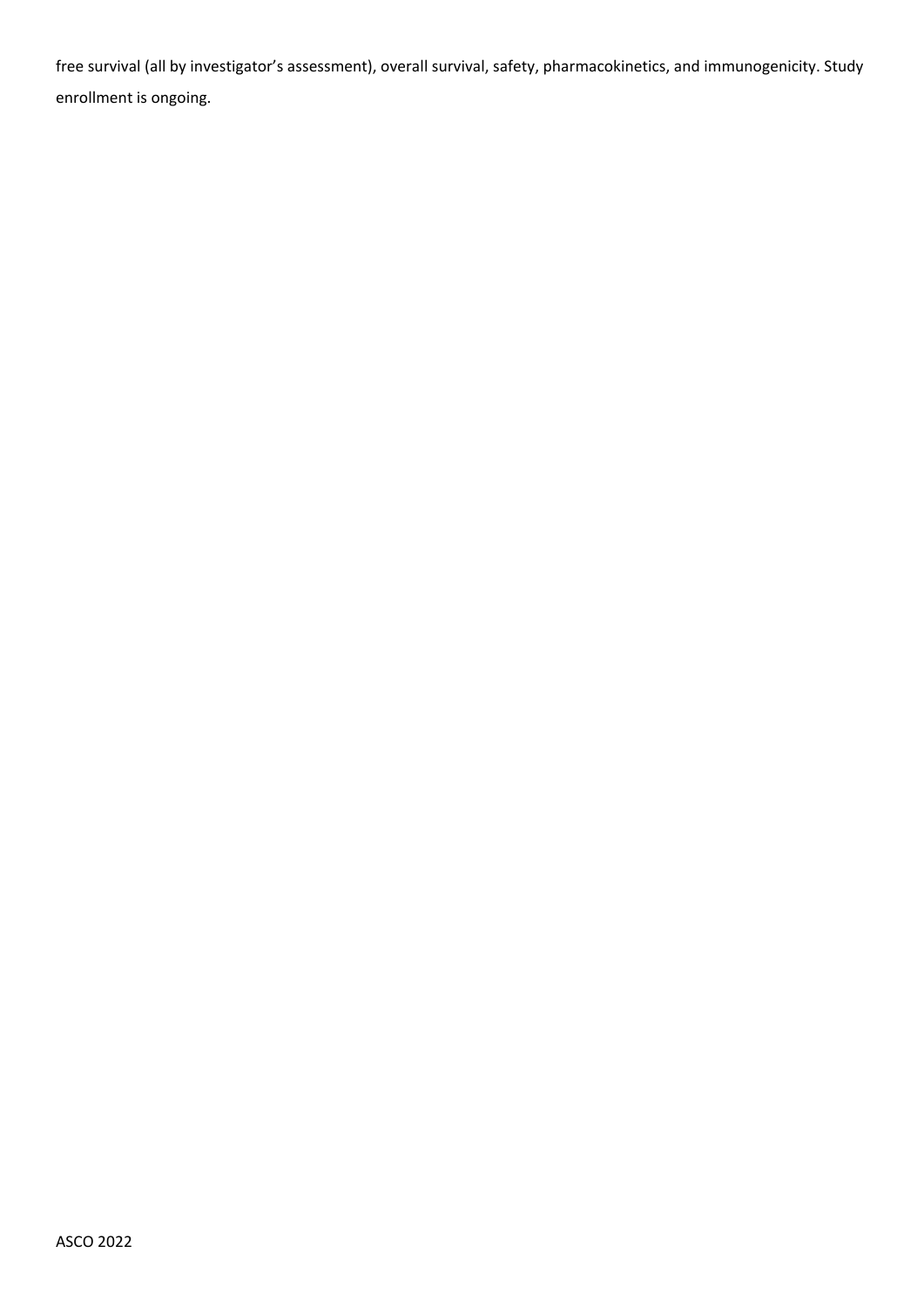free survival (all by investigator's assessment), overall survival, safety, pharmacokinetics, and immunogenicity. Study enrollment is ongoing.